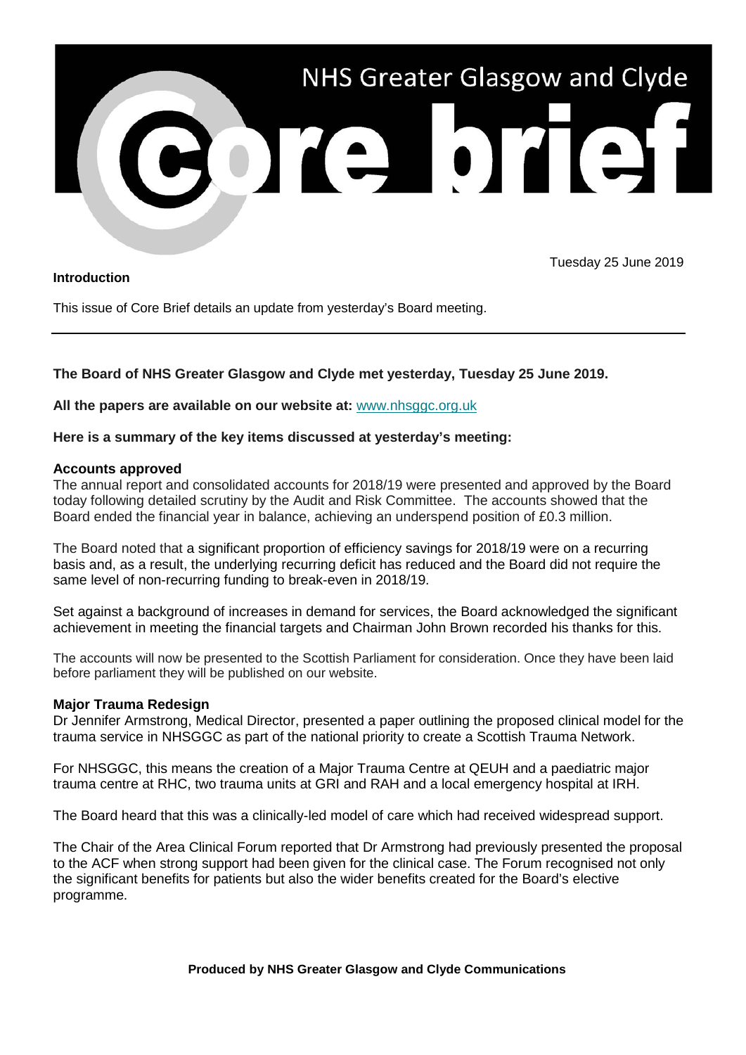# NHS Greater Glasgow and Clyde Core brief

Tuesday 25 June 2019

**Introduction**

This issue of Core Brief details an update from yesterday's Board meeting.

---

**The Board of NHS Greater Glasgow and Clyde met yesterday, Tuesday 25 June 2019.**

**All the papers are available on our website at:** [www.nhsggc.org.uk](http://www.nhsggc.org.uk)

**Here is a summary of the key items discussed at yesterday's meeting:**

**Accounts approved**

The annual report and consolidated accounts for 2018/19 were presented and approved by the Board today following detailed scrutiny by the Audit and Risk Committee. The accounts showed that the Board ended the financial year in balance, achieving an underspend position of £0.3 million.

The Board noted that a significant proportion of efficiency savings for 2018/19 were on a recurring basis and, as a result, the underlying recurring deficit has reduced and the Board did not require the same level of non-recurring funding to break-even in 2018/19.

Set against a background of increases in demand for services, the Board acknowledged the significant achievement in meeting the financial targets and Chairman John Brown recorded his thanks for this.

The accounts will now be presented to the Scottish Parliament for consideration. Once they have been laid before parliament they will be published on our website.

**Major Trauma Redesign**

Dr Jennifer Armstrong, Medical Director, presented a paper outlining the proposed clinical model for the trauma service in NHSGGC as part of the national priority to create a Scottish Trauma Network.

For NHSGGC, this means the creation of a Major Trauma Centre at QEUH and a paediatric major trauma centre at RHC, two trauma units at GRI and RAH and a local emergency hospital at IRH.

The Board heard that this was a clinically-led model of care which had received widespread support.

The Chair of the Area Clinical Forum reported that Dr Armstrong had previously presented the proposal to the ACF when strong support had been given for the clinical case. The Forum recognised not only the significant benefits for patients but also the wider benefits created for the Board's elective programme.

**Produced by NHS Greater Glasgow and Clyde Communications**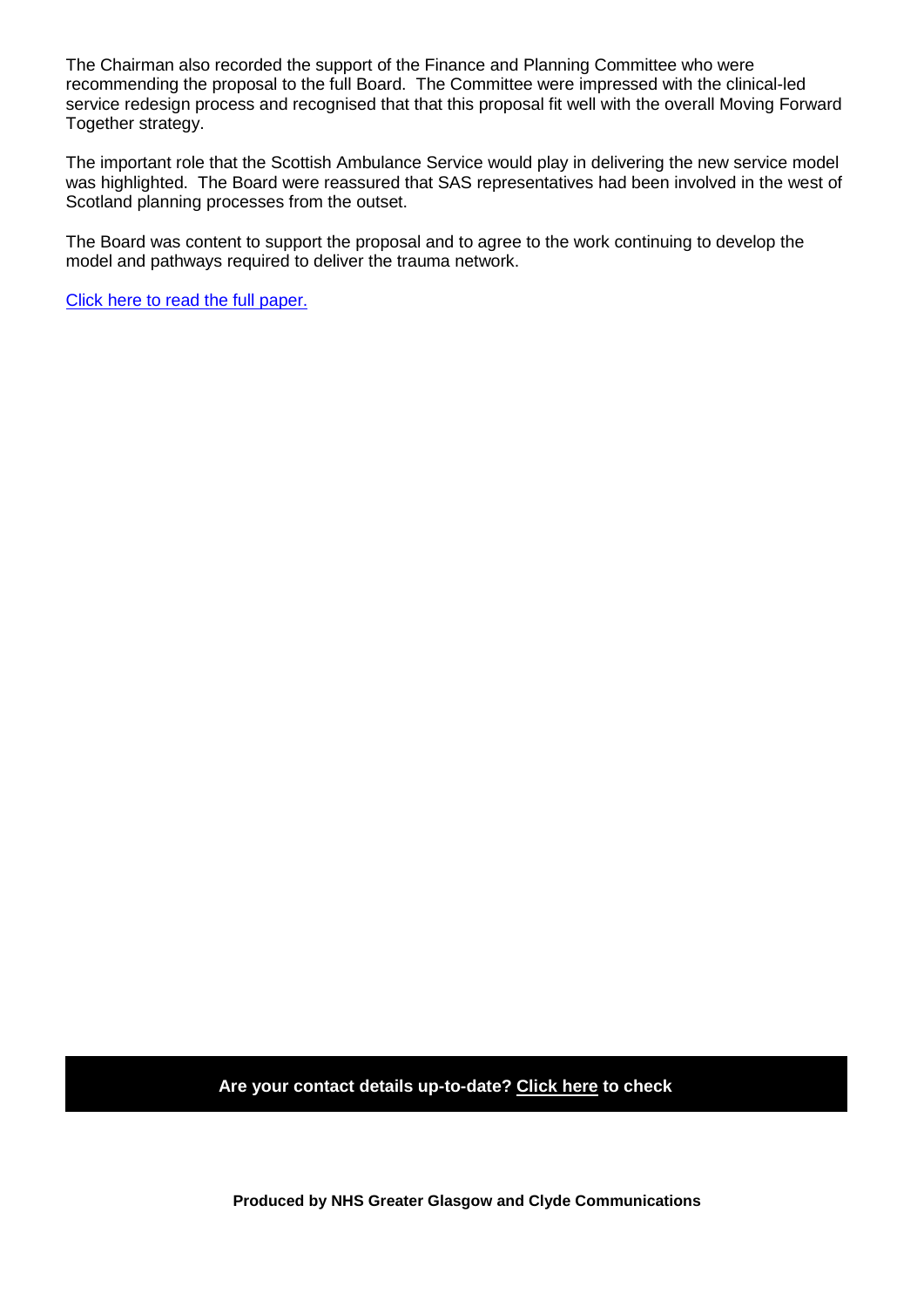The Chairman also recorded the support of the Finance and Planning Committee who were recommending the proposal to the full Board. The Committee were impressed with the clinical-led service redesign process and recognised that that this proposal fit well with the overall Moving Forward Together strategy.

The important role that the Scottish Ambulance Service would play in delivering the new service model was highlighted. The Board were reassured that SAS representatives had been involved in the west of Scotland planning processes from the outset.

The Board was content to support the proposal and to agree to the work continuing to develop the model and pathways required to deliver the trauma network.

Click here to read the full paper.

**Are your contact details up-to-date? Click here to check**

**Produced by NHS Greater Glasgow and Clyde Communications**